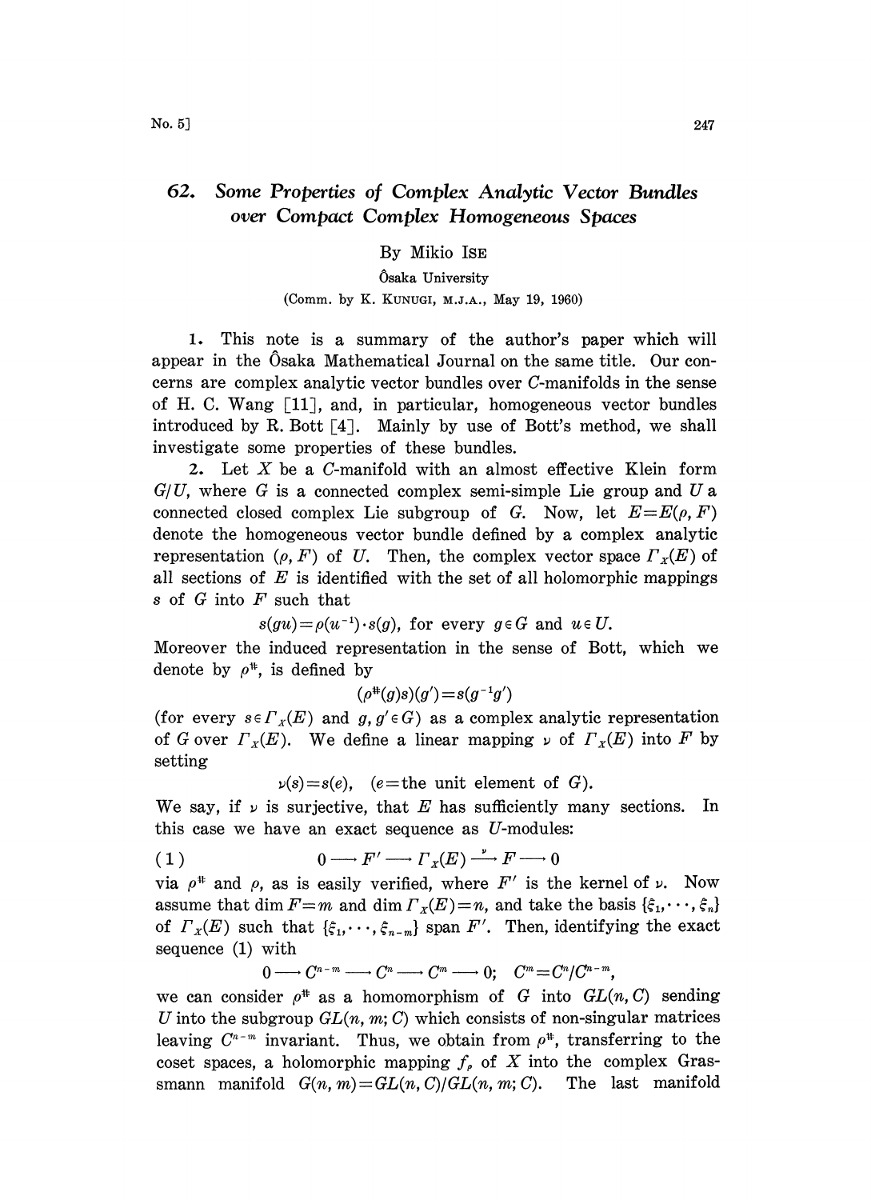# 62. *Some Properties of Complex Analytic Vector Bundles over Compact Complex Homogeneous Spaces*

By Mikio ISE

Ôsaka University

(Comm. by K. KUNUGI, M.J.A., May 19, 1960)

1. This note is a summary of the author's paper which will appear in the Ôsaka Mathematical Journal on the same title. Our concerns are complex analytic vector bundles over $C$-manifolds in the sense of H. C. Wang [11], and, in particular, homogeneous vector bundles introduced by R. Bott [4]. Mainly by use of Bott's method, we shall investigate some properties of these bundles.

2. Let $X$ be a $C$-manifold with an almost effective Klein form $G/U$, where $G$ is a connected complex semi-simple Lie group and $U$ a connected closed complex Lie subgroup of $G$. Now, let $E=E(\rho, F)$ denote the homogeneous vector bundle defined by a complex analytic representation $(\rho, F)$ of $U$. Then, the complex vector space $\Gamma_X(E)$ of all sections of $E$ is identified with the set of all holomorphic mappings $s$ of $G$ into $F$ such that

$$s(gu)=\rho(u^{-1})\cdot s(g), \text{ for every } g\in G \text{ and } u\in U.$$

Moreover the induced representation in the sense of Bott, which we denote by $\rho^{\#}$, is defined by

$$(\rho^{\#}(g)s)(g')=s(g^{-1}g')$$

(for every $s\in\Gamma_X(E)$ and $g, g'\in G$) as a complex analytic representation of $G$ over $\Gamma_X(E)$. We define a linear mapping $\nu$ of $\Gamma_X(E)$ into $F$ by setting

$$\nu(s)=s(e), \quad (e=\text{the unit element of } G).$$

We say, if $\nu$ is surjective, that $E$ has sufficiently many sections. In this case we have an exact sequence as $U$-modules:

$$(1) \qquad 0\longrightarrow F'\longrightarrow \Gamma_X(E)\overset{\nu}{\longrightarrow} F\longrightarrow 0$$

via $\rho^{\#}$ and $\rho$, as is easily verified, where $F'$ is the kernel of $\nu$. Now assume that $\dim F=m$ and $\dim \Gamma_X(E)=n$, and take the basis $\{\xi_1,\cdots,\xi_n\}$ of $\Gamma_X(E)$ such that $\{\xi_1,\cdots,\xi_{n-m}\}$ span $F'$. Then, identifying the exact sequence (1) with

$$0\longrightarrow C^{n-m}\longrightarrow C^n\longrightarrow C^m\longrightarrow 0; \quad C^m=C^n/C^{n-m},$$

we can consider $\rho^{\#}$ as a homomorphism of $G$ into $GL(n, C)$ sending $U$ into the subgroup $GL(n, m; C)$ which consists of non-singular matrices leaving $C^{n-m}$ invariant. Thus, we obtain from $\rho^{\#}$, transferring to the coset spaces, a holomorphic mapping $f_\rho$ of $X$ into the complex Grassmann manifold $G(n, m)=GL(n, C)/GL(n, m; C)$. The last manifold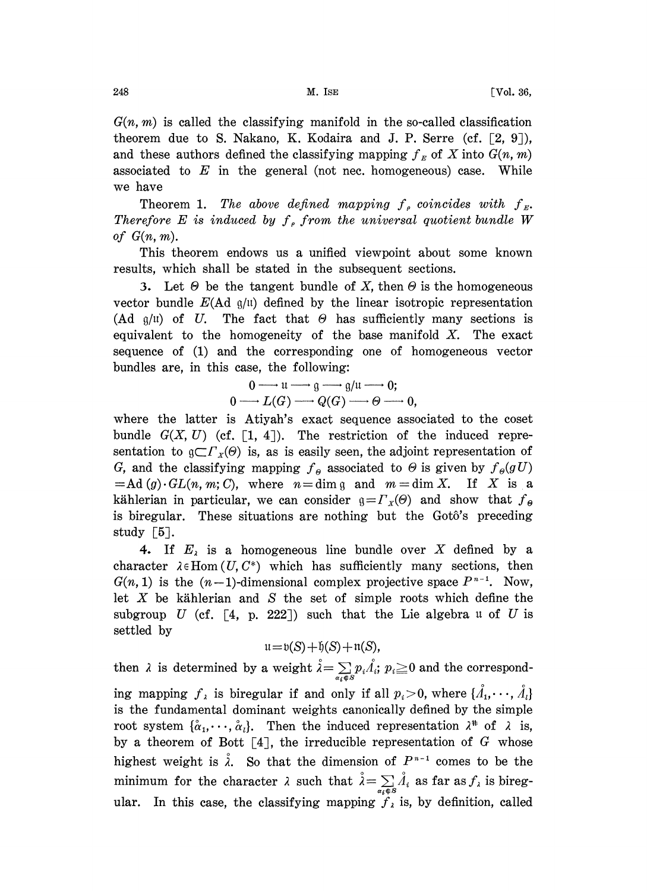$G(n, m)$ is called the classifying manifold in the so-called classification theorem due to S. Nakano, K. Kodaira and J. P. Serre (cf. [2, 9]), and these authors defined the classifying mapping $f_E$ of $X$ into $G(n, m)$ associated to $E$ in the general (not nec. homogeneous) case. While we have

Theorem 1. *The above defined mapping $f_\rho$ coincides with $f_E$. Therefore $E$ is induced by $f_\rho$ from the universal quotient bundle $W$ of $G(n, m)$.*

This theorem endows us a unified viewpoint about some known results, which shall be stated in the subsequent sections.

3. Let $\Theta$ be the tangent bundle of $X$, then $\Theta$ is the homogeneous vector bundle $E(\mathrm{Ad}\ \mathfrak{g}/\mathfrak{u})$ defined by the linear isotropic representation $(\mathrm{Ad}\ \mathfrak{g}/\mathfrak{u})$ of $U$. The fact that $\Theta$ has sufficiently many sections is equivalent to the homogeneity of the base manifold $X$. The exact sequence of (1) and the corresponding one of homogeneous vector bundles are, in this case, the following:

$$0 \longrightarrow \mathfrak{u} \longrightarrow \mathfrak{g} \longrightarrow \mathfrak{g}/\mathfrak{u} \longrightarrow 0;$$
$$0 \longrightarrow L(G) \longrightarrow Q(G) \longrightarrow \Theta \longrightarrow 0,$$

where the latter is Atiyah's exact sequence associated to the coset bundle $G(X, U)$ (cf. [1, 4]). The restriction of the induced representation to $\mathfrak{g} \subset \Gamma_X(\Theta)$ is, as is easily seen, the adjoint representation of $G$, and the classifying mapping $f_\Theta$ associated to $\Theta$ is given by $f_\Theta(gU) = \mathrm{Ad}\,(g)\cdot GL(n, m; C)$, where $n = \dim \mathfrak{g}$ and $m = \dim X$. If $X$ is a kählerian in particular, we can consider $\mathfrak{g} = \Gamma_X(\Theta)$ and show that $f_\Theta$ is biregular. These situations are nothing but the Gotô's preceding study [5].

4. If $E_\lambda$ is a homogeneous line bundle over $X$ defined by a character $\lambda \in \mathrm{Hom}\,(U, C^*)$ which has sufficiently many sections, then $G(n, 1)$ is the $(n-1)$-dimensional complex projective space $P^{n-1}$. Now, let $X$ be kählerian and $S$ the set of simple roots which define the subgroup $U$ (cf. [4, p. 222]) such that the Lie algebra $\mathfrak{u}$ of $U$ is settled by

$$\mathfrak{u} = \mathfrak{v}(S) + \mathfrak{h}(S) + \mathfrak{n}(S),$$

then $\lambda$ is determined by a weight $\mathring{\lambda} = \sum_{\alpha_i \notin S} p_i \mathring{\Lambda}_i;\ p_i \geqq 0$ and the corresponding mapping $f_\lambda$ is biregular if and only if all $p_i > 0$, where $\{\mathring{\Lambda}_1, \cdots, \mathring{\Lambda}_l\}$ is the fundamental dominant weights canonically defined by the simple root system $\{\mathring{\alpha}_1, \cdots, \mathring{\alpha}_l\}$. Then the induced representation $\lambda^\#$ of $\lambda$ is, by a theorem of Bott [4], the irreducible representation of $G$ whose highest weight is $\mathring{\lambda}$. So that the dimension of $P^{n-1}$ comes to be the minimum for the character $\lambda$ such that $\mathring{\lambda} = \sum_{\alpha_i \notin S} \mathring{\Lambda}_i$ as far as $f_\lambda$ is biregular. In this case, the classifying mapping $f_\lambda$ is, by definition, called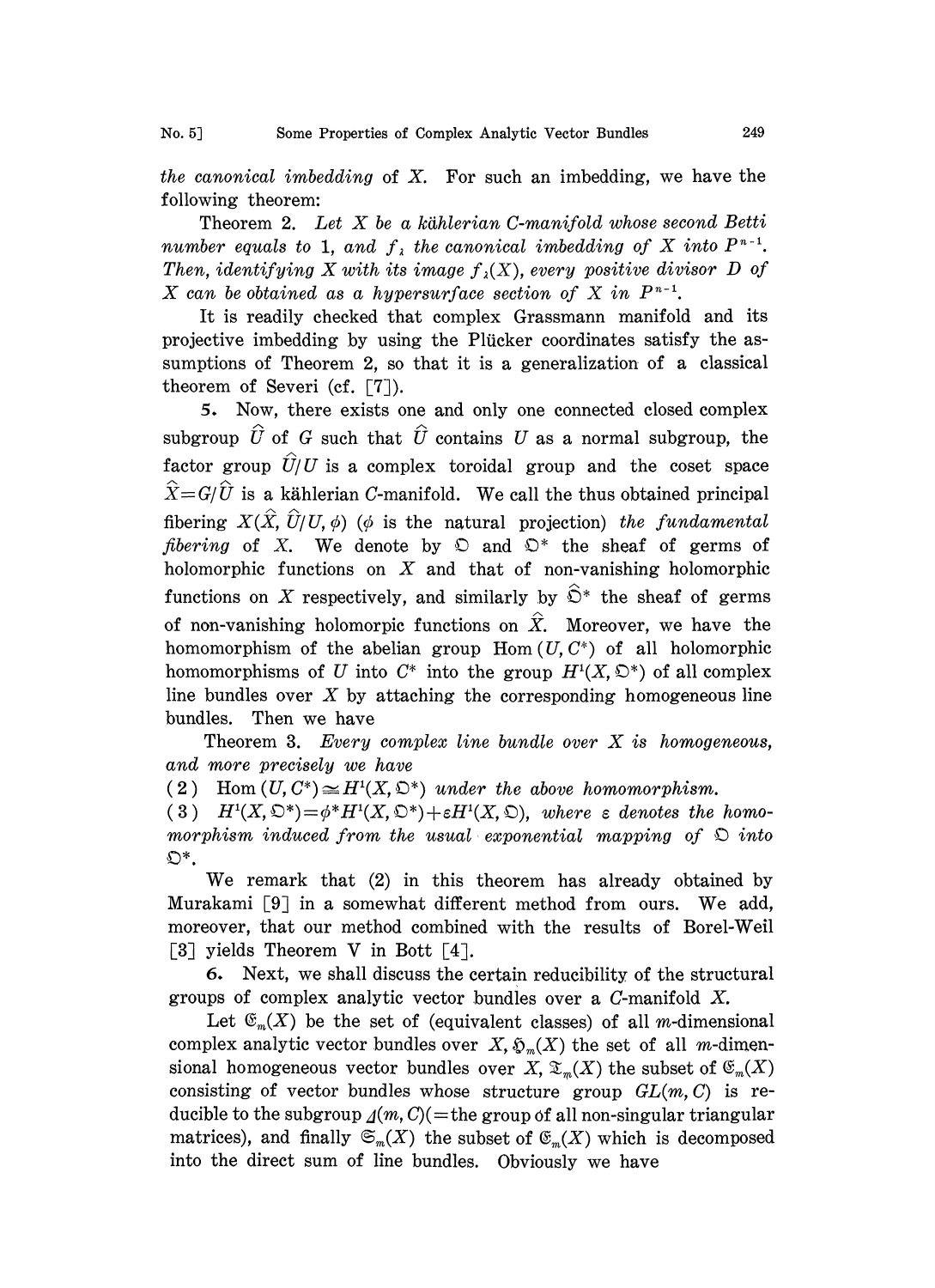*the canonical imbedding* of $X$. For such an imbedding, we have the following theorem:

Theorem 2. *Let $X$ be a kählerian C-manifold whose second Betti number equals to 1, and $f_\lambda$ the canonical imbedding of $X$ into $P^{n-1}$. Then, identifying $X$ with its image $f_\lambda(X)$, every positive divisor $D$ of $X$ can be obtained as a hypersurface section of $X$ in $P^{n-1}$.*

It is readily checked that complex Grassmann manifold and its projective imbedding by using the Plücker coordinates satisfy the assumptions of Theorem 2, so that it is a generalization of a classical theorem of Severi (cf. [7]).

5. Now, there exists one and only one connected closed complex subgroup $\hat{U}$ of $G$ such that $\hat{U}$ contains $U$ as a normal subgroup, the factor group $\hat{U}/U$ is a complex toroidal group and the coset space $\hat{X}=G/\hat{U}$ is a kählerian C-manifold. We call the thus obtained principal fibering $X(\hat{X}, \hat{U}/U, \phi)$ ($\phi$ is the natural projection) *the fundamental fibering* of $X$. We denote by $\mathfrak{O}$ and $\mathfrak{O}^*$ the sheaf of germs of holomorphic functions on $X$ and that of non-vanishing holomorphic functions on $X$ respectively, and similarly by $\hat{\mathfrak{O}}^*$ the sheaf of germs of non-vanishing holomorpic functions on $\hat{X}$. Moreover, we have the homomorphism of the abelian group $\mathrm{Hom}(U, C^*)$ of all holomorphic homomorphisms of $U$ into $C^*$ into the group $H^1(X, \mathfrak{O}^*)$ of all complex line bundles over $X$ by attaching the corresponding homogeneous line bundles. Then we have

Theorem 3. *Every complex line bundle over $X$ is homogeneous, and more precisely we have*

(2) $\mathrm{Hom}(U, C^*) \cong H^1(X, \mathfrak{O}^*)$ *under the above homomorphism.*

(3) $H^1(X, \mathfrak{O}^*) = \phi^* H^1(X, \mathfrak{O}^*) + \varepsilon H^1(X, \mathfrak{O})$, *where $\varepsilon$ denotes the homomorphism induced from the usual exponential mapping of $\mathfrak{O}$ into $\mathfrak{O}^*$.*

We remark that (2) in this theorem has already obtained by Murakami [9] in a somewhat different method from ours. We add, moreover, that our method combined with the results of Borel-Weil [3] yields Theorem V in Bott [4].

6. Next, we shall discuss the certain reducibility of the structural groups of complex analytic vector bundles over a C-manifold $X$.

Let $\mathfrak{E}_m(X)$ be the set of (equivalent classes) of all $m$-dimensional complex analytic vector bundles over $X$, $\mathfrak{H}_m(X)$ the set of all $m$-dimensional homogeneous vector bundles over $X$, $\mathfrak{T}_m(X)$ the subset of $\mathfrak{E}_m(X)$ consisting of vector bundles whose structure group $GL(m, C)$ is reducible to the subgroup $\Delta(m, C)$(=the group of all non-singular triangular matrices), and finally $\mathfrak{S}_m(X)$ the subset of $\mathfrak{E}_m(X)$ which is decomposed into the direct sum of line bundles. Obviously we have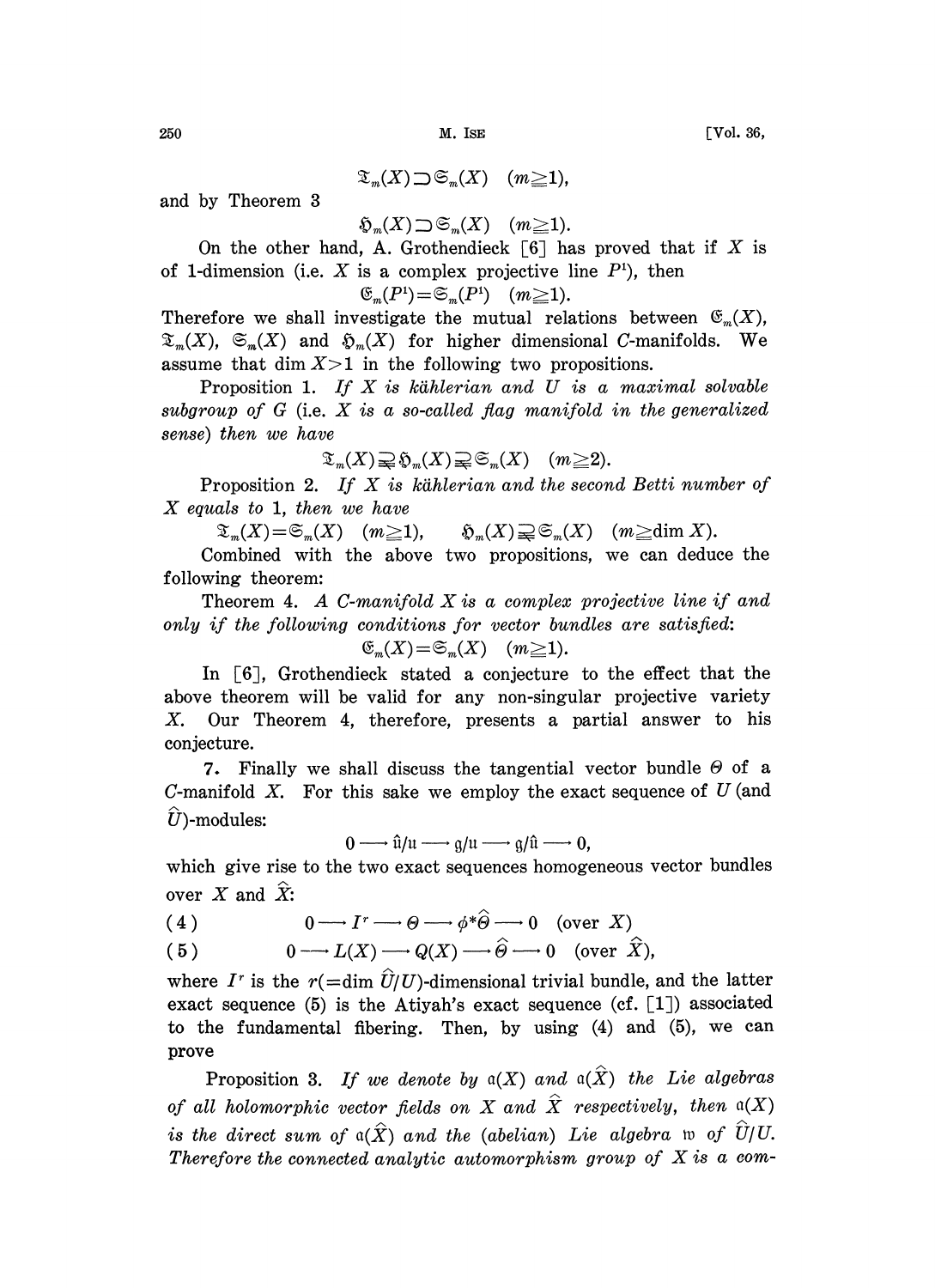$$\mathfrak{T}_m(X) \supset \mathfrak{S}_m(X) \quad (m \geqq 1),$$

and by Theorem 3

$$\mathfrak{H}_m(X) \supset \mathfrak{S}_m(X) \quad (m \geqq 1).$$

On the other hand, A. Grothendieck [6] has proved that if $X$ is of 1-dimension (i.e. $X$ is a complex projective line $P^1$), then

$$\mathfrak{E}_m(P^1) = \mathfrak{S}_m(P^1) \quad (m \geqq 1).$$

Therefore we shall investigate the mutual relations between $\mathfrak{E}_m(X)$, $\mathfrak{T}_m(X)$, $\mathfrak{S}_m(X)$ and $\mathfrak{H}_m(X)$ for higher dimensional $C$-manifolds. We assume that $\dim X > 1$ in the following two propositions.

Proposition 1. *If $X$ is kählerian and $U$ is a maximal solvable subgroup of $G$ (i.e. $X$ is a so-called flag manifold in the generalized sense) then we have*

$$\mathfrak{T}_m(X) \supsetneqq \mathfrak{H}_m(X) \supsetneqq \mathfrak{S}_m(X) \quad (m \geqq 2).$$

Proposition 2. *If $X$ is kählerian and the second Betti number of $X$ equals to 1, then we have*

$$\mathfrak{T}_m(X) = \mathfrak{S}_m(X) \quad (m \geqq 1), \qquad \mathfrak{H}_m(X) \supsetneqq \mathfrak{S}_m(X) \quad (m \geqq \dim X).$$

Combined with the above two propositions, we can deduce the following theorem:

Theorem 4. *A $C$-manifold $X$ is a complex projective line if and only if the following conditions for vector bundles are satisfied:*

$$\mathfrak{E}_m(X) = \mathfrak{S}_m(X) \quad (m \geqq 1).$$

In [6], Grothendieck stated a conjecture to the effect that the above theorem will be valid for any non-singular projective variety $X$. Our Theorem 4, therefore, presents a partial answer to his conjecture.

7. Finally we shall discuss the tangential vector bundle $\Theta$ of a $C$-manifold $X$. For this sake we employ the exact sequence of $U$ (and $\hat{U}$)-modules:

$$0 \longrightarrow \hat{\mathfrak{u}}/\mathfrak{u} \longrightarrow \mathfrak{g}/\mathfrak{u} \longrightarrow \mathfrak{g}/\hat{\mathfrak{u}} \longrightarrow 0,$$

which give rise to the two exact sequences homogeneous vector bundles over $X$ and $\hat{X}$:

$$(4) \qquad 0 \longrightarrow I^r \longrightarrow \Theta \longrightarrow \phi^*\hat{\Theta} \longrightarrow 0 \quad (\text{over } X)$$

$$(5) \qquad 0 \longrightarrow L(X) \longrightarrow Q(X) \longrightarrow \hat{\Theta} \longrightarrow 0 \quad (\text{over } \hat{X}),$$

where $I^r$ is the $r(=\dim \hat{U}/U)$-dimensional trivial bundle, and the latter exact sequence (5) is the Atiyah's exact sequence (cf. [1]) associated to the fundamental fibering. Then, by using (4) and (5), we can prove

Proposition 3. *If we denote by $\mathfrak{a}(X)$ and $\mathfrak{a}(\hat{X})$ the Lie algebras of all holomorphic vector fields on $X$ and $\hat{X}$ respectively, then $\mathfrak{a}(X)$ is the direct sum of $\mathfrak{a}(\hat{X})$ and the (abelian) Lie algebra $\mathfrak{w}$ of $\hat{U}/U$. Therefore the connected analytic automorphism group of $X$ is a com-*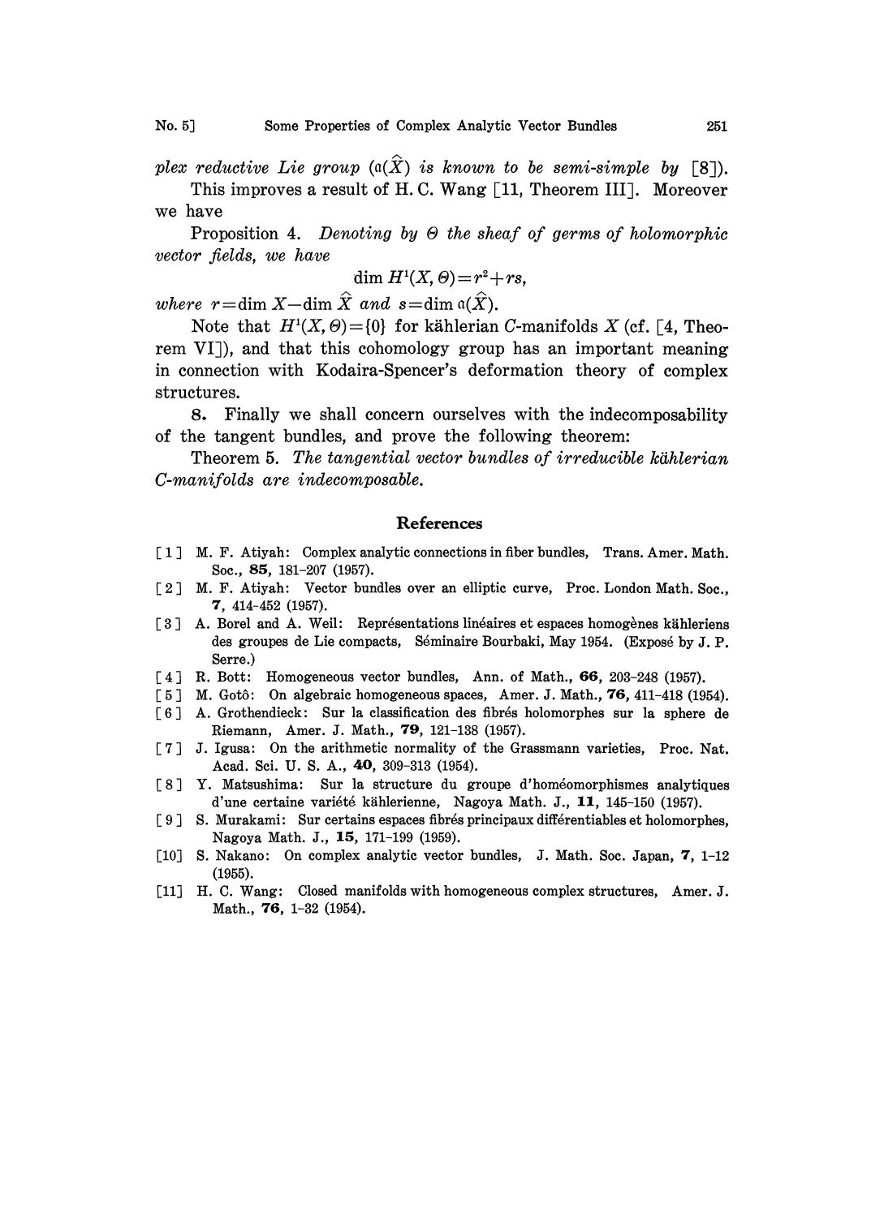*plex reductive Lie group* ($\mathfrak{a}(\hat{X})$ *is known to be semi-simple by* [8]).

This improves a result of H. C. Wang [11, Theorem III]. Moreover we have

Proposition 4. *Denoting by* $\Theta$ *the sheaf of germs of holomorphic vector fields, we have*

$$\dim H^1(X, \Theta) = r^2 + rs,$$

*where* $r = \dim X - \dim \hat{X}$ *and* $s = \dim \mathfrak{a}(\hat{X})$.

Note that $H^1(X, \Theta) = \{0\}$ for kählerian $C$-manifolds $X$ (cf. [4, Theorem VI]), and that this cohomology group has an important meaning in connection with Kodaira-Spencer's deformation theory of complex structures.

**8.** Finally we shall concern ourselves with the indecomposability of the tangent bundles, and prove the following theorem:

Theorem 5. *The tangential vector bundles of irreducible kählerian C-manifolds are indecomposable.*

## References

[1] M. F. Atiyah: Complex analytic connections in fiber bundles, Trans. Amer. Math. Soc., **85**, 181–207 (1957).

[2] M. F. Atiyah: Vector bundles over an elliptic curve, Proc. London Math. Soc., **7**, 414–452 (1957).

[3] A. Borel and A. Weil: Représentations linéaires et espaces homogènes kähleriens des groupes de Lie compacts, Séminaire Bourbaki, May 1954. (Exposé by J. P. Serre.)

[4] R. Bott: Homogeneous vector bundles, Ann. of Math., **66**, 203–248 (1957).

[5] M. Gotô: On algebraic homogeneous spaces, Amer. J. Math., **76**, 411–418 (1954).

[6] A. Grothendieck: Sur la classification des fibrés holomorphes sur la sphere de Riemann, Amer. J. Math., **79**, 121–138 (1957).

[7] J. Igusa: On the arithmetic normality of the Grassmann varieties, Proc. Nat. Acad. Sci. U. S. A., **40**, 309–313 (1954).

[8] Y. Matsushima: Sur la structure du groupe d'homéomorphismes analytiques d'une certaine variété kählerienne, Nagoya Math. J., **11**, 145–150 (1957).

[9] S. Murakami: Sur certains espaces fibrés principaux différentiables et holomorphes, Nagoya Math. J., **15**, 171–199 (1959).

[10] S. Nakano: On complex analytic vector bundles, J. Math. Soc. Japan, **7**, 1–12 (1955).

[11] H. C. Wang: Closed manifolds with homogeneous complex structures, Amer. J. Math., **76**, 1–32 (1954).